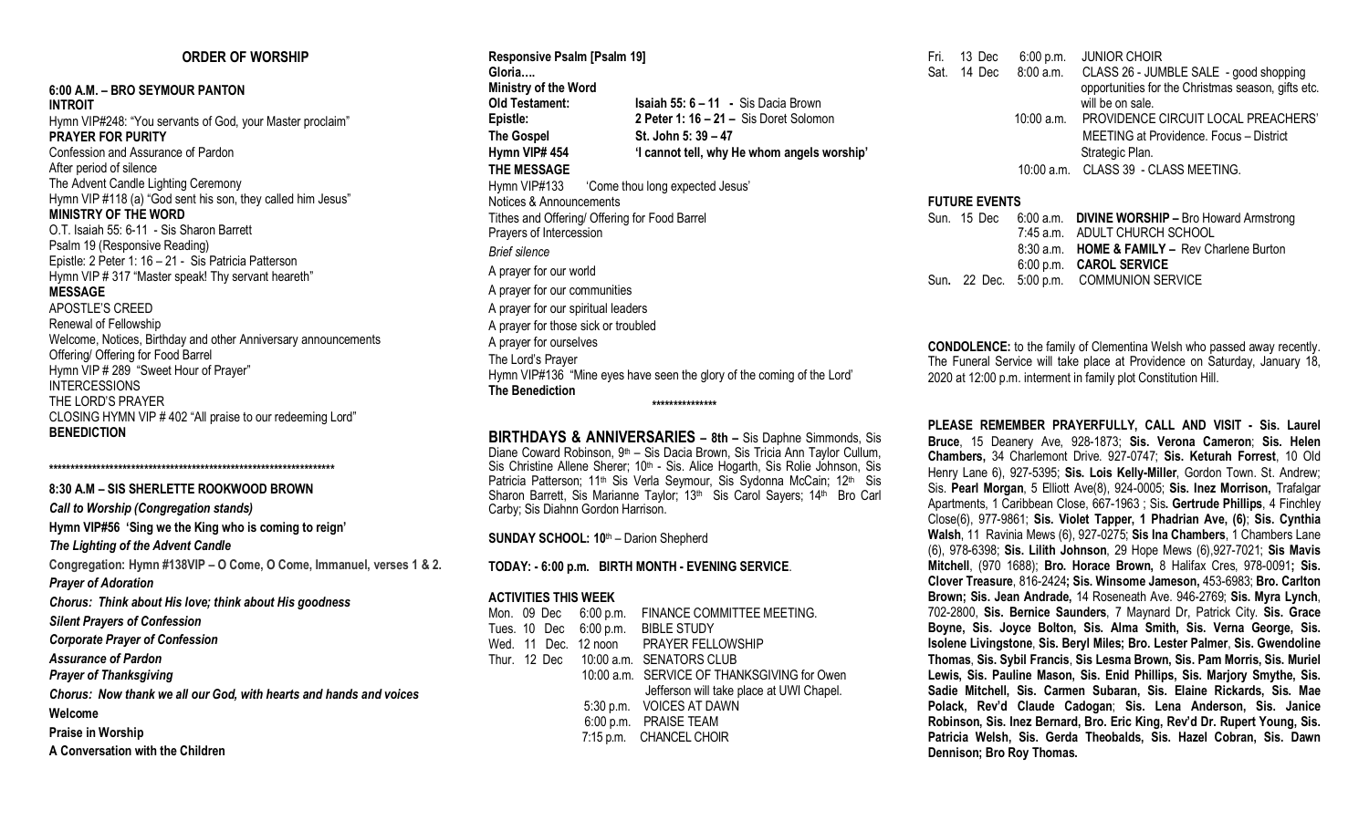## ORDER OF WORSHIP

**6:00 A.M. – BRO SEYMOUR PANTON**

**INTROIT**

Hymn VIP#248: "You servants of God, your Master proclaim"

**PRAYER FOR PURITY**

Confession and Assurance of Pardon

After period of silence

The Advent Candle Lighting Ceremony

Hymn VIP #118 (a) "God sent his son, they called him Jesus"

**MINISTRY OF THE WORD**

O.T. Isaiah 55: 6-11 - Sis Sharon Barrett

Psalm 19 (Responsive Reading)

Epistle: 2 Peter 1: 16 – 21 - Sis Patricia Patterson

Hymn VIP # 317 "Master speak! Thy servant heareth"

**MESSAGE**

APOSTLE'S CREED

Renewal of Fellowship

Welcome, Notices, Birthday and other Anniversary announcements

Offering/ Offering for Food Barrel

Hymn VIP # 289 "Sweet Hour of Prayer"

INTERCESSIONS

THE LORD'S PRAYER

CLOSING HYMN VIP # 402 "All praise to our redeeming Lord"

**BENEDICTION**

*******************************************************************

**8:30 A.M – SIS SHERLETTE ROOKWOOD BROWN**

***Call to Worship (Congregation stands)***

**Hymn VIP#56 'Sing we the King who is coming to reign'**

***The Lighting of the Advent Candle***

**Congregation: Hymn #138VIP – O Come, O Come, Immanuel, verses 1 & 2.**

***Prayer of Adoration***

***Chorus: Think about His love; think about His goodness***

***Silent Prayers of Confession***

***Corporate Prayer of Confession***

***Assurance of Pardon***

***Prayer of Thanksgiving***

***Chorus: Now thank we all our God, with hearts and hands and voices***

**Welcome**

**Praise in Worship**

**A Conversation with the Children**

**Responsive Psalm [Psalm 19]**

**Gloria….**

**Ministry of the Word**

**Old Testament:** **Isaiah 55: 6 – 11 - Sis Dacia Brown**

**Epistle:** **2 Peter 1: 16 – 21 – Sis Doret Solomon**

**The Gospel** **St. John 5: 39 – 47**

**Hymn VIP# 454** **'I cannot tell, why He whom angels worship'**

**THE MESSAGE**

Hymn VIP#133 'Come thou long expected Jesus'

Notices & Announcements

Tithes and Offering/ Offering for Food Barrel

Prayers of Intercession

*Brief silence*

A prayer for our world

A prayer for our communities

A prayer for our spiritual leaders

A prayer for those sick or troubled

A prayer for ourselves

The Lord's Prayer

Hymn VIP#136 "Mine eyes have seen the glory of the coming of the Lord'

**The Benediction**

***************

**BIRTHDAYS & ANNIVERSARIES – 8th –** Sis Daphne Simmonds, Sis Diane Coward Robinson, 9th – Sis Dacia Brown, Sis Tricia Ann Taylor Cullum, Sis Christine Allene Sherer; 10th - Sis. Alice Hogarth, Sis Rolie Johnson, Sis Patricia Patterson; 11th Sis Verla Seymour, Sis Sydonna McCain; 12th Sis Sharon Barrett, Sis Marianne Taylor; 13th Sis Carol Sayers; 14th Bro Carl Carby; Sis Diahnn Gordon Harrison.

**SUNDAY SCHOOL: 10**th – Darion Shepherd

**TODAY: - 6:00 p.m. BIRTH MONTH - EVENING SERVICE**.

**ACTIVITIES THIS WEEK**

| | | |
|---|---|---|
| Mon. 09 Dec | 6:00 p.m. | FINANCE COMMITTEE MEETING. |
| Tues. 10 Dec | 6:00 p.m. | BIBLE STUDY |
| Wed. 11 Dec. | 12 noon | PRAYER FELLOWSHIP |
| Thur. 12 Dec | 10:00 a.m. | SENATORS CLUB |
| | 10:00 a.m. | SERVICE OF THANKSGIVING for Owen Jefferson will take place at UWI Chapel. |
| | 5:30 p.m. | VOICES AT DAWN |
| | 6:00 p.m. | PRAISE TEAM |
| | 7:15 p.m. | CHANCEL CHOIR |
| Fri. 13 Dec | 6:00 p.m. | JUNIOR CHOIR |
| Sat. 14 Dec | 8:00 a.m. | CLASS 26 - JUMBLE SALE - good shopping opportunities for the Christmas season, gifts etc. will be on sale. |
| | 10:00 a.m. | PROVIDENCE CIRCUIT LOCAL PREACHERS' MEETING at Providence. Focus – District Strategic Plan. |
| | 10:00 a.m. | CLASS 39 - CLASS MEETING. |

**FUTURE EVENTS**

| | | |
|---|---|---|
| Sun. 15 Dec | 6:00 a.m. | **DIVINE WORSHIP –** Bro Howard Armstrong |
| | 7:45 a.m. | ADULT CHURCH SCHOOL |
| | 8:30 a.m. | **HOME & FAMILY –** Rev Charlene Burton |
| | 6:00 p.m. | **CAROL SERVICE** |
| Sun. 22 Dec. | 5:00 p.m. | COMMUNION SERVICE |

**CONDOLENCE:** to the family of Clementina Welsh who passed away recently. The Funeral Service will take place at Providence on Saturday, January 18, 2020 at 12:00 p.m. interment in family plot Constitution Hill.

**PLEASE REMEMBER PRAYERFULLY, CALL AND VISIT - Sis. Laurel Bruce**, 15 Deanery Ave, 928-1873; **Sis. Verona Cameron**; **Sis. Helen Chambers,** 34 Charlemont Drive. 927-0747; **Sis. Keturah Forrest**, 10 Old Henry Lane 6), 927-5395; **Sis. Lois Kelly-Miller**, Gordon Town. St. Andrew; Sis. **Pearl Morgan**, 5 Elliott Ave(8), 924-0005; **Sis. Inez Morrison,** Trafalgar Apartments, 1 Caribbean Close, 667-1963 ; Sis**. Gertrude Phillips**, 4 Finchley Close(6), 977-9861; **Sis. Violet Tapper, 1 Phadrian Ave, (6)**; **Sis. Cynthia Walsh**, 11 Ravinia Mews (6), 927-0275; **Sis Ina Chambers**, 1 Chambers Lane (6), 978-6398; **Sis. Lilith Johnson**, 29 Hope Mews (6),927-7021; **Sis Mavis Mitchell**, (970 1688); **Bro. Horace Brown,** 8 Halifax Cres, 978-0091**; Sis. Clover Treasure**, 816-2424**; Sis. Winsome Jameson,** 453-6983; **Bro. Carlton Brown; Sis. Jean Andrade,** 14 Roseneath Ave. 946-2769; **Sis. Myra Lynch**, 702-2800, **Sis. Bernice Saunders**, 7 Maynard Dr, Patrick City. **Sis. Grace Boyne, Sis. Joyce Bolton, Sis. Alma Smith, Sis. Verna George, Sis. Isolene Livingstone**, **Sis. Beryl Miles; Bro. Lester Palmer**, **Sis. Gwendoline Thomas**, **Sis. Sybil Francis**, **Sis Lesma Brown, Sis. Pam Morris, Sis. Muriel Lewis, Sis. Pauline Mason, Sis. Enid Phillips, Sis. Marjory Smythe, Sis. Sadie Mitchell, Sis. Carmen Subaran, Sis. Elaine Rickards, Sis. Mae Polack, Rev'd Claude Cadogan**; **Sis. Lena Anderson, Sis. Janice Robinson, Sis. Inez Bernard, Bro. Eric King, Rev'd Dr. Rupert Young, Sis. Patricia Welsh, Sis. Gerda Theobalds, Sis. Hazel Cobran, Sis. Dawn Dennison; Bro Roy Thomas.**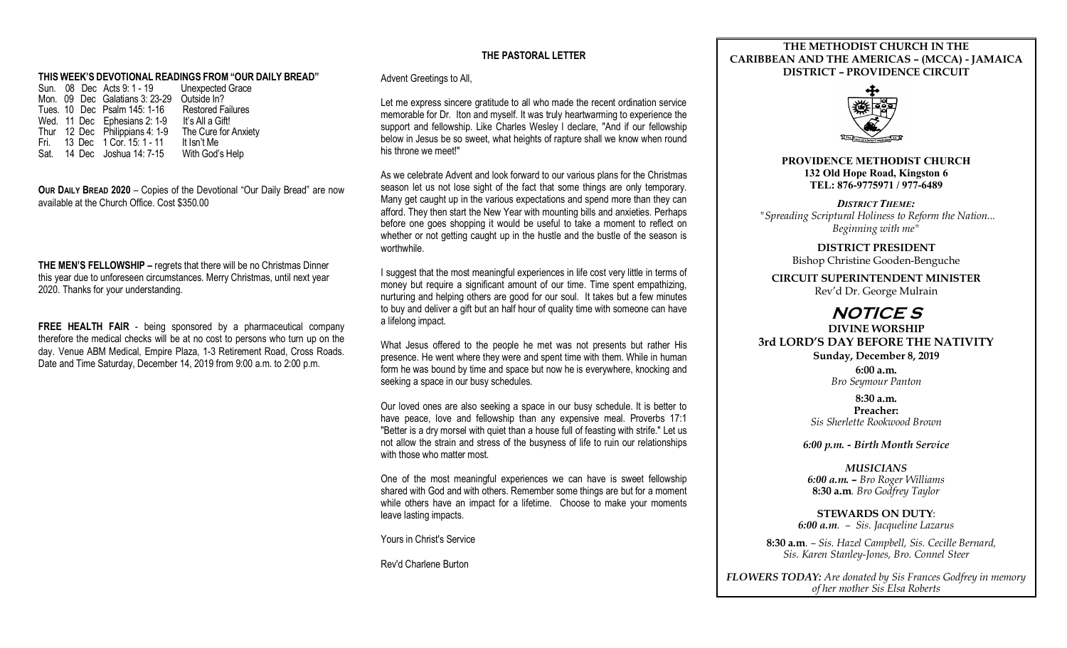### THIS WEEK'S DEVOTIONAL READINGS FROM "OUR DAILY BREAD"

| | | | |
|---|---|---|---|
| Sun. | 08 Dec | Acts 9: 1 - 19 | Unexpected Grace |
| Mon. | 09 Dec | Galatians 3: 23-29 | Outside In? |
| Tues. | 10 Dec | Psalm 145: 1-16 | Restored Failures |
| Wed. | 11 Dec | Ephesians 2: 1-9 | It's All a Gift! |
| Thur | 12 Dec | Philippians 4: 1-9 | The Cure for Anxiety |
| Fri. | 13 Dec | 1 Cor. 15: 1 - 11 | It Isn't Me |
| Sat. | 14 Dec | Joshua 14: 7-15 | With God's Help |

**OUR DAILY BREAD 2020** – Copies of the Devotional "Our Daily Bread" are now available at the Church Office. Cost $350.00

**THE MEN'S FELLOWSHIP –** regrets that there will be no Christmas Dinner this year due to unforeseen circumstances. Merry Christmas, until next year 2020. Thanks for your understanding.

**FREE HEALTH FAIR** - being sponsored by a pharmaceutical company therefore the medical checks will be at no cost to persons who turn up on the day. Venue ABM Medical, Empire Plaza, 1-3 Retirement Road, Cross Roads. Date and Time Saturday, December 14, 2019 from 9:00 a.m. to 2:00 p.m.

## THE PASTORAL LETTER

Advent Greetings to All,

Let me express sincere gratitude to all who made the recent ordination service memorable for Dr. Iton and myself. It was truly heartwarming to experience the support and fellowship. Like Charles Wesley I declare, "And if our fellowship below in Jesus be so sweet, what heights of rapture shall we know when round his throne we meet!"

As we celebrate Advent and look forward to our various plans for the Christmas season let us not lose sight of the fact that some things are only temporary. Many get caught up in the various expectations and spend more than they can afford. They then start the New Year with mounting bills and anxieties. Perhaps before one goes shopping it would be useful to take a moment to reflect on whether or not getting caught up in the hustle and the bustle of the season is worthwhile.

I suggest that the most meaningful experiences in life cost very little in terms of money but require a significant amount of our time. Time spent empathizing, nurturing and helping others are good for our soul. It takes but a few minutes to buy and deliver a gift but an half hour of quality time with someone can have a lifelong impact.

What Jesus offered to the people he met was not presents but rather His presence. He went where they were and spent time with them. While in human form he was bound by time and space but now he is everywhere, knocking and seeking a space in our busy schedules.

Our loved ones are also seeking a space in our busy schedule. It is better to have peace, love and fellowship than any expensive meal. Proverbs 17:1 "Better is a dry morsel with quiet than a house full of feasting with strife." Let us not allow the strain and stress of the busyness of life to ruin our relationships with those who matter most.

One of the most meaningful experiences we can have is sweet fellowship shared with God and with others. Remember some things are but for a moment while others have an impact for a lifetime. Choose to make your moments leave lasting impacts.

Yours in Christ's Service

Rev'd Charlene Burton

## THE METHODIST CHURCH IN THE CARIBBEAN AND THE AMERICAS – (MCCA) - JAMAICA DISTRICT – PROVIDENCE CIRCUIT

**PROVIDENCE METHODIST CHURCH**
**132 Old Hope Road, Kingston 6**
**TEL: 876-9775971 / 977-6489**

***DISTRICT THEME:***
*"Spreading Scriptural Holiness to Reform the Nation... Beginning with me"*

**DISTRICT PRESIDENT**
Bishop Christine Gooden-Benguche

**CIRCUIT SUPERINTENDENT MINISTER**
Rev'd Dr. George Mulrain

# NOTICE S

**DIVINE WORSHIP**
**3rd LORD'S DAY BEFORE THE NATIVITY**
**Sunday, December 8, 2019**

**6:00 a.m.**
*Bro Seymour Panton*

**8:30 a.m.**
**Preacher:**
*Sis Sherlette Rookwood Brown*

*6:00 p.m. - Birth Month Service*

*MUSICIANS*
*6:00 a.m. – Bro Roger Williams*
**8:30 a.m**. *Bro Godfrey Taylor*

**STEWARDS ON DUTY**:
*6:00 a.m*. – *Sis. Jacqueline Lazarus*

**8:30 a.m**. – *Sis. Hazel Campbell, Sis. Cecille Bernard, Sis. Karen Stanley-Jones, Bro. Connel Steer*

*FLOWERS TODAY: Are donated by Sis Frances Godfrey in memory of her mother Sis Elsa Roberts*